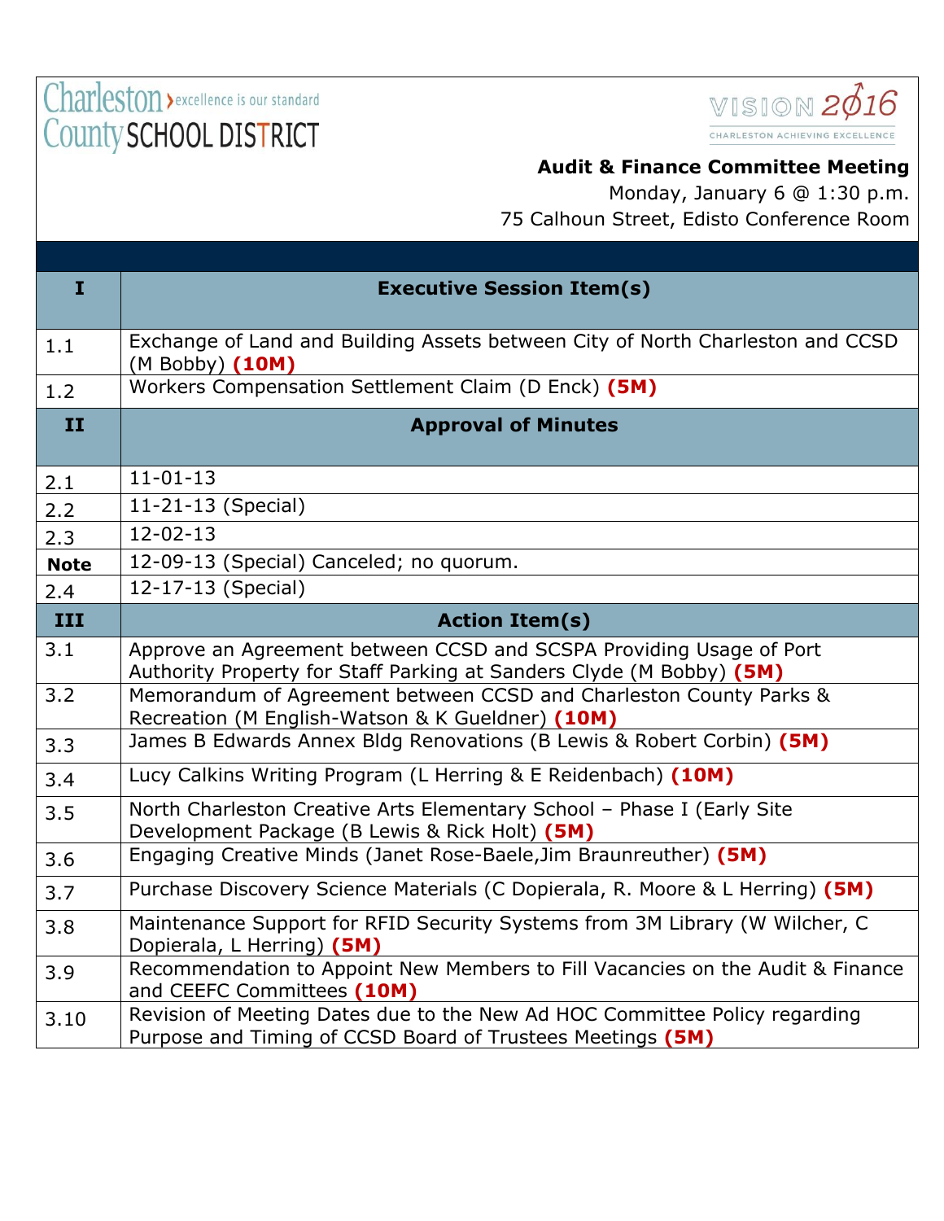Charleston County SCHOOL DISTRICT › excellence is our standard

VISION 2016 — CHARLESTON ACHIEVING EXCELLENCE

**Audit & Finance Committee Meeting**
Monday, January 6 @ 1:30 p.m.
75 Calhoun Street, Edisto Conference Room

| | |
|---|---|
| **I** | **Executive Session Item(s)** |
| 1.1 | Exchange of Land and Building Assets between City of North Charleston and CCSD (M Bobby) **(10M)** |
| 1.2 | Workers Compensation Settlement Claim (D Enck) **(5M)** |
| **II** | **Approval of Minutes** |
| 2.1 | 11-01-13 |
| 2.2 | 11-21-13 (Special) |
| 2.3 | 12-02-13 |
| **Note** | 12-09-13 (Special) Canceled; no quorum. |
| 2.4 | 12-17-13 (Special) |
| **III** | **Action Item(s)** |
| 3.1 | Approve an Agreement between CCSD and SCSPA Providing Usage of Port Authority Property for Staff Parking at Sanders Clyde (M Bobby) **(5M)** |
| 3.2 | Memorandum of Agreement between CCSD and Charleston County Parks & Recreation (M English-Watson & K Gueldner) **(10M)** |
| 3.3 | James B Edwards Annex Bldg Renovations (B Lewis & Robert Corbin) **(5M)** |
| 3.4 | Lucy Calkins Writing Program (L Herring & E Reidenbach) **(10M)** |
| 3.5 | North Charleston Creative Arts Elementary School – Phase I (Early Site Development Package (B Lewis & Rick Holt) **(5M)** |
| 3.6 | Engaging Creative Minds (Janet Rose-Baele,Jim Braunreuther) **(5M)** |
| 3.7 | Purchase Discovery Science Materials (C Dopierala, R. Moore & L Herring) **(5M)** |
| 3.8 | Maintenance Support for RFID Security Systems from 3M Library (W Wilcher, C Dopierala, L Herring) **(5M)** |
| 3.9 | Recommendation to Appoint New Members to Fill Vacancies on the Audit & Finance and CEEFC Committees **(10M)** |
| 3.10 | Revision of Meeting Dates due to the New Ad HOC Committee Policy regarding Purpose and Timing of CCSD Board of Trustees Meetings **(5M)** |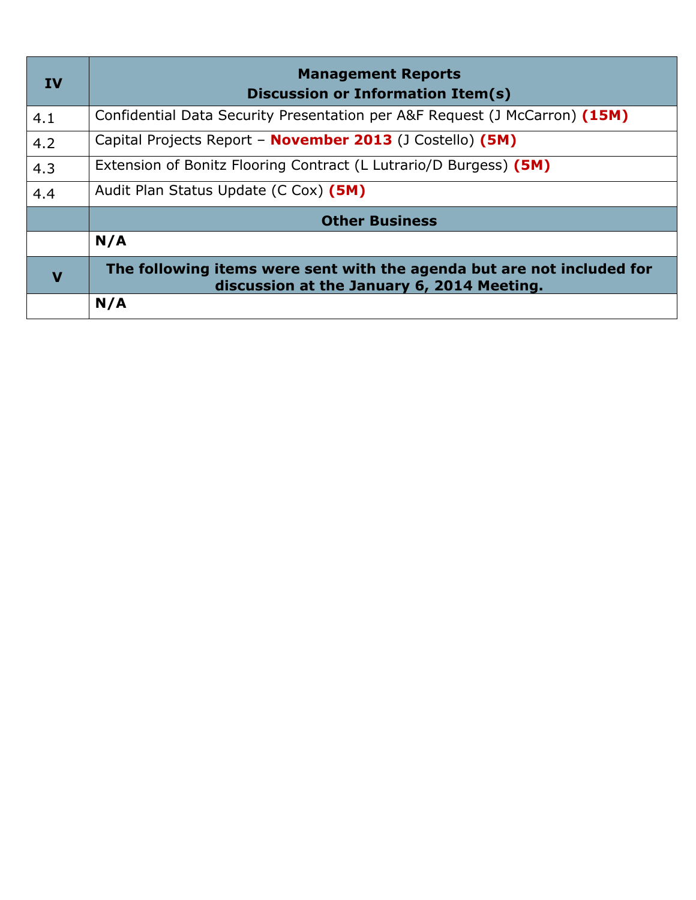| IV | **Management Reports**<br>**Discussion or Information Item(s)** |
|---|---|
| 4.1 | Confidential Data Security Presentation per A&F Request (J McCarron) **(15M)** |
| 4.2 | Capital Projects Report – **November 2013** (J Costello) **(5M)** |
| 4.3 | Extension of Bonitz Flooring Contract (L Lutrario/D Burgess) **(5M)** |
| 4.4 | Audit Plan Status Update (C Cox) **(5M)** |
| | **Other Business** |
| | **N/A** |
| **V** | **The following items were sent with the agenda but are not included for discussion at the January 6, 2014 Meeting.** |
| | **N/A** |